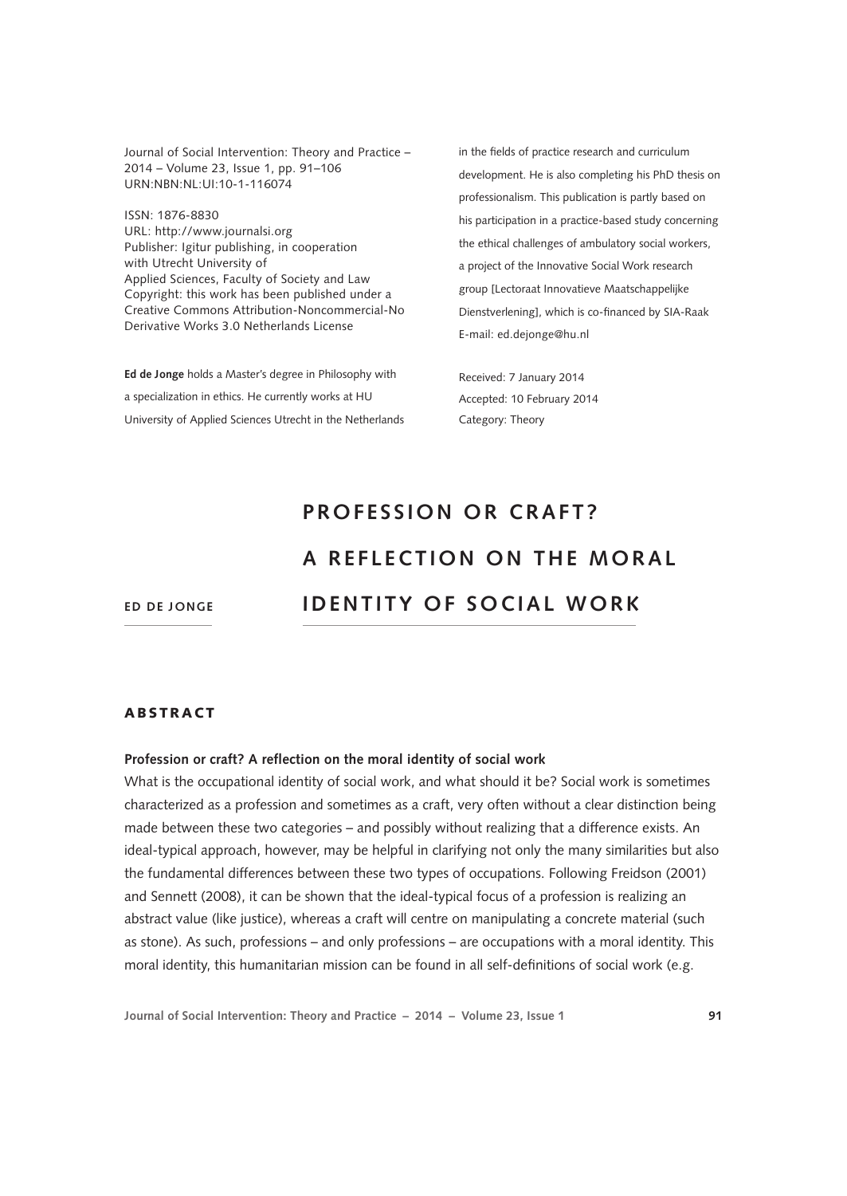Journal of Social Intervention: Theory and Practice – 2014 – Volume 23, Issue 1, pp. 91–106
URN:NBN:NL:UI:10-1-116074

ISSN: 1876-8830
URL: http://www.journalsi.org
Publisher: Igitur publishing, in cooperation with Utrecht University of Applied Sciences, Faculty of Society and Law
Copyright: this work has been published under a Creative Commons Attribution-Noncommercial-No Derivative Works 3.0 Netherlands License

**Ed de Jonge** holds a Master's degree in Philosophy with a specialization in ethics. He currently works at HU University of Applied Sciences Utrecht in the Netherlands in the fields of practice research and curriculum development. He is also completing his PhD thesis on professionalism. This publication is partly based on his participation in a practice-based study concerning the ethical challenges of ambulatory social workers, a project of the Innovative Social Work research group [Lectoraat Innovatieve Maatschappelijke Dienstverlening], which is co-financed by SIA-Raak
E-mail: ed.dejonge@hu.nl

Received: 7 January 2014
Accepted: 10 February 2014
Category: Theory

ED DE JONGE

# PROFESSION OR CRAFT? A REFLECTION ON THE MORAL IDENTITY OF SOCIAL WORK

## ABSTRACT

**Profession or craft? A reflection on the moral identity of social work**

What is the occupational identity of social work, and what should it be? Social work is sometimes characterized as a profession and sometimes as a craft, very often without a clear distinction being made between these two categories – and possibly without realizing that a difference exists. An ideal-typical approach, however, may be helpful in clarifying not only the many similarities but also the fundamental differences between these two types of occupations. Following Freidson (2001) and Sennett (2008), it can be shown that the ideal-typical focus of a profession is realizing an abstract value (like justice), whereas a craft will centre on manipulating a concrete material (such as stone). As such, professions – and only professions – are occupations with a moral identity. This moral identity, this humanitarian mission can be found in all self-definitions of social work (e.g.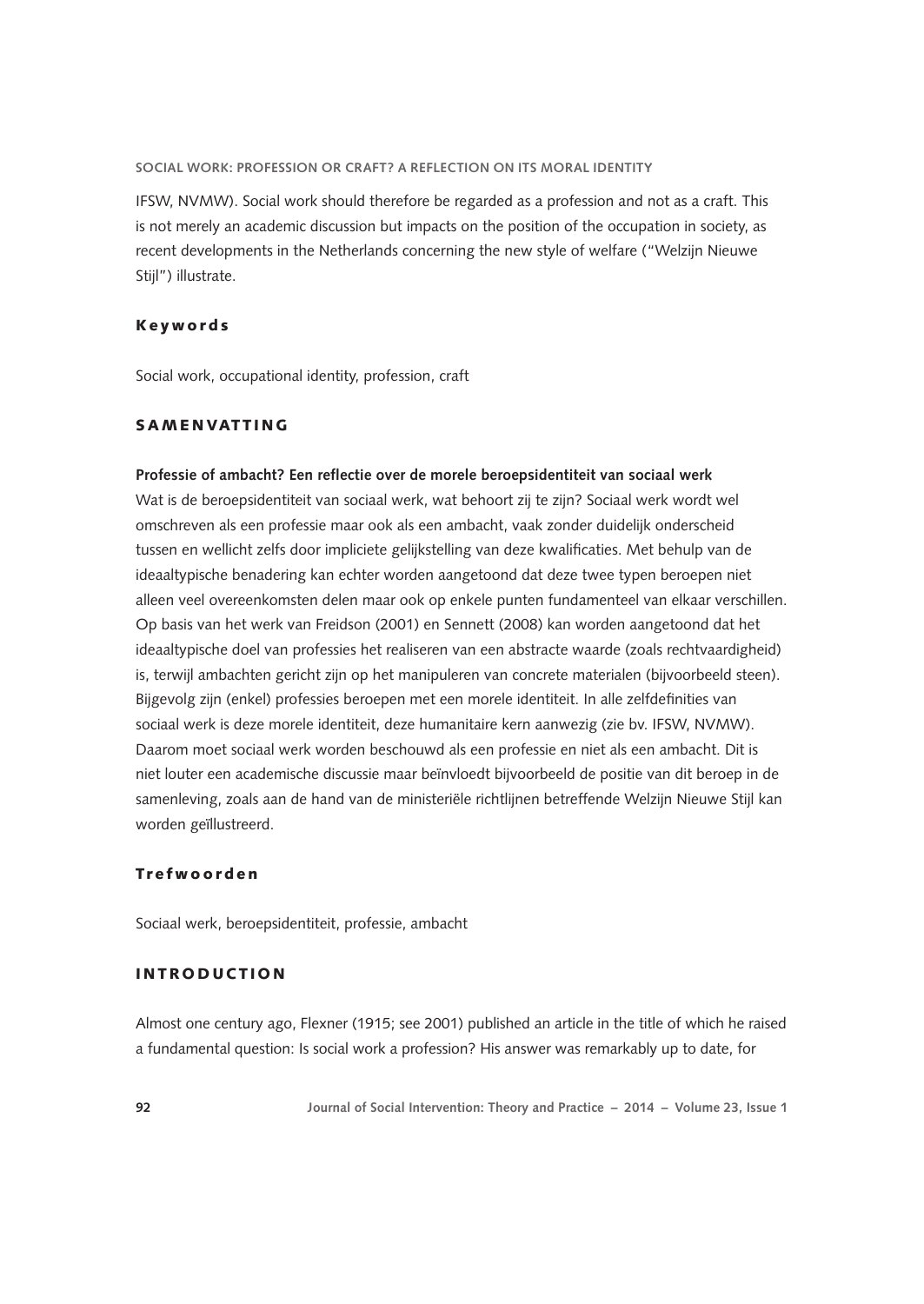IFSW, NVMW). Social work should therefore be regarded as a profession and not as a craft. This is not merely an academic discussion but impacts on the position of the occupation in society, as recent developments in the Netherlands concerning the new style of welfare ("Welzijn Nieuwe Stijl") illustrate.

## Keywords

Social work, occupational identity, profession, craft

## SAMENVATTING

**Professie of ambacht? Een reflectie over de morele beroepsidentiteit van sociaal werk**

Wat is de beroepsidentiteit van sociaal werk, wat behoort zij te zijn? Sociaal werk wordt wel omschreven als een professie maar ook als een ambacht, vaak zonder duidelijk onderscheid tussen en wellicht zelfs door impliciete gelijkstelling van deze kwalificaties. Met behulp van de ideaaltypische benadering kan echter worden aangetoond dat deze twee typen beroepen niet alleen veel overeenkomsten delen maar ook op enkele punten fundamenteel van elkaar verschillen. Op basis van het werk van Freidson (2001) en Sennett (2008) kan worden aangetoond dat het ideaaltypische doel van professies het realiseren van een abstracte waarde (zoals rechtvaardigheid) is, terwijl ambachten gericht zijn op het manipuleren van concrete materialen (bijvoorbeeld steen). Bijgevolg zijn (enkel) professies beroepen met een morele identiteit. In alle zelfdefinities van sociaal werk is deze morele identiteit, deze humanitaire kern aanwezig (zie bv. IFSW, NVMW). Daarom moet sociaal werk worden beschouwd als een professie en niet als een ambacht. Dit is niet louter een academische discussie maar beïnvloedt bijvoorbeeld de positie van dit beroep in de samenleving, zoals aan de hand van de ministeriële richtlijnen betreffende Welzijn Nieuwe Stijl kan worden geïllustreerd.

## Trefwoorden

Sociaal werk, beroepsidentiteit, professie, ambacht

## INTRODUCTION

Almost one century ago, Flexner (1915; see 2001) published an article in the title of which he raised a fundamental question: Is social work a profession? His answer was remarkably up to date, for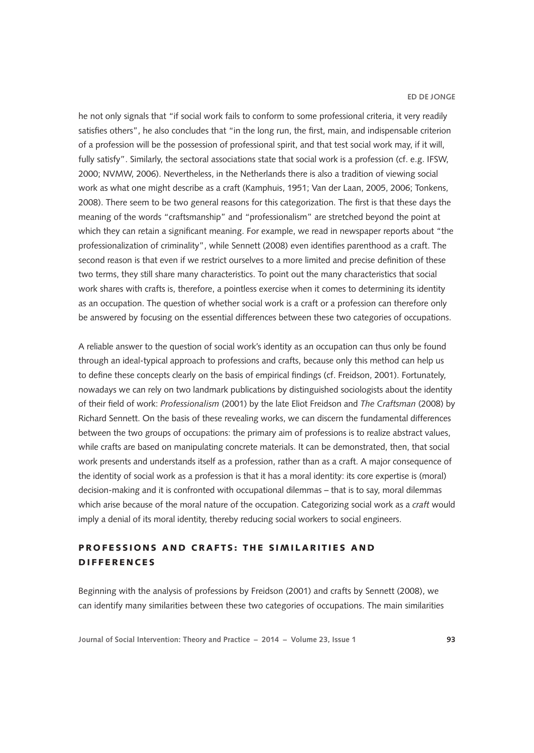he not only signals that “if social work fails to conform to some professional criteria, it very readily satisfies others”, he also concludes that “in the long run, the first, main, and indispensable criterion of a profession will be the possession of professional spirit, and that test social work may, if it will, fully satisfy”. Similarly, the sectoral associations state that social work is a profession (cf. e.g. IFSW, 2000; NVMW, 2006). Nevertheless, in the Netherlands there is also a tradition of viewing social work as what one might describe as a craft (Kamphuis, 1951; Van der Laan, 2005, 2006; Tonkens, 2008). There seem to be two general reasons for this categorization. The first is that these days the meaning of the words “craftsmanship” and “professionalism” are stretched beyond the point at which they can retain a significant meaning. For example, we read in newspaper reports about “the professionalization of criminality”, while Sennett (2008) even identifies parenthood as a craft. The second reason is that even if we restrict ourselves to a more limited and precise definition of these two terms, they still share many characteristics. To point out the many characteristics that social work shares with crafts is, therefore, a pointless exercise when it comes to determining its identity as an occupation. The question of whether social work is a craft or a profession can therefore only be answered by focusing on the essential differences between these two categories of occupations.

A reliable answer to the question of social work’s identity as an occupation can thus only be found through an ideal-typical approach to professions and crafts, because only this method can help us to define these concepts clearly on the basis of empirical findings (cf. Freidson, 2001). Fortunately, nowadays we can rely on two landmark publications by distinguished sociologists about the identity of their field of work: *Professionalism* (2001) by the late Eliot Freidson and *The Craftsman* (2008) by Richard Sennett. On the basis of these revealing works, we can discern the fundamental differences between the two groups of occupations: the primary aim of professions is to realize abstract values, while crafts are based on manipulating concrete materials. It can be demonstrated, then, that social work presents and understands itself as a profession, rather than as a craft. A major consequence of the identity of social work as a profession is that it has a moral identity: its core expertise is (moral) decision-making and it is confronted with occupational dilemmas – that is to say, moral dilemmas which arise because of the moral nature of the occupation. Categorizing social work as a *craft* would imply a denial of its moral identity, thereby reducing social workers to social engineers.

## PROFESSIONS AND CRAFTS: THE SIMILARITIES AND DIFFERENCES

Beginning with the analysis of professions by Freidson (2001) and crafts by Sennett (2008), we can identify many similarities between these two categories of occupations. The main similarities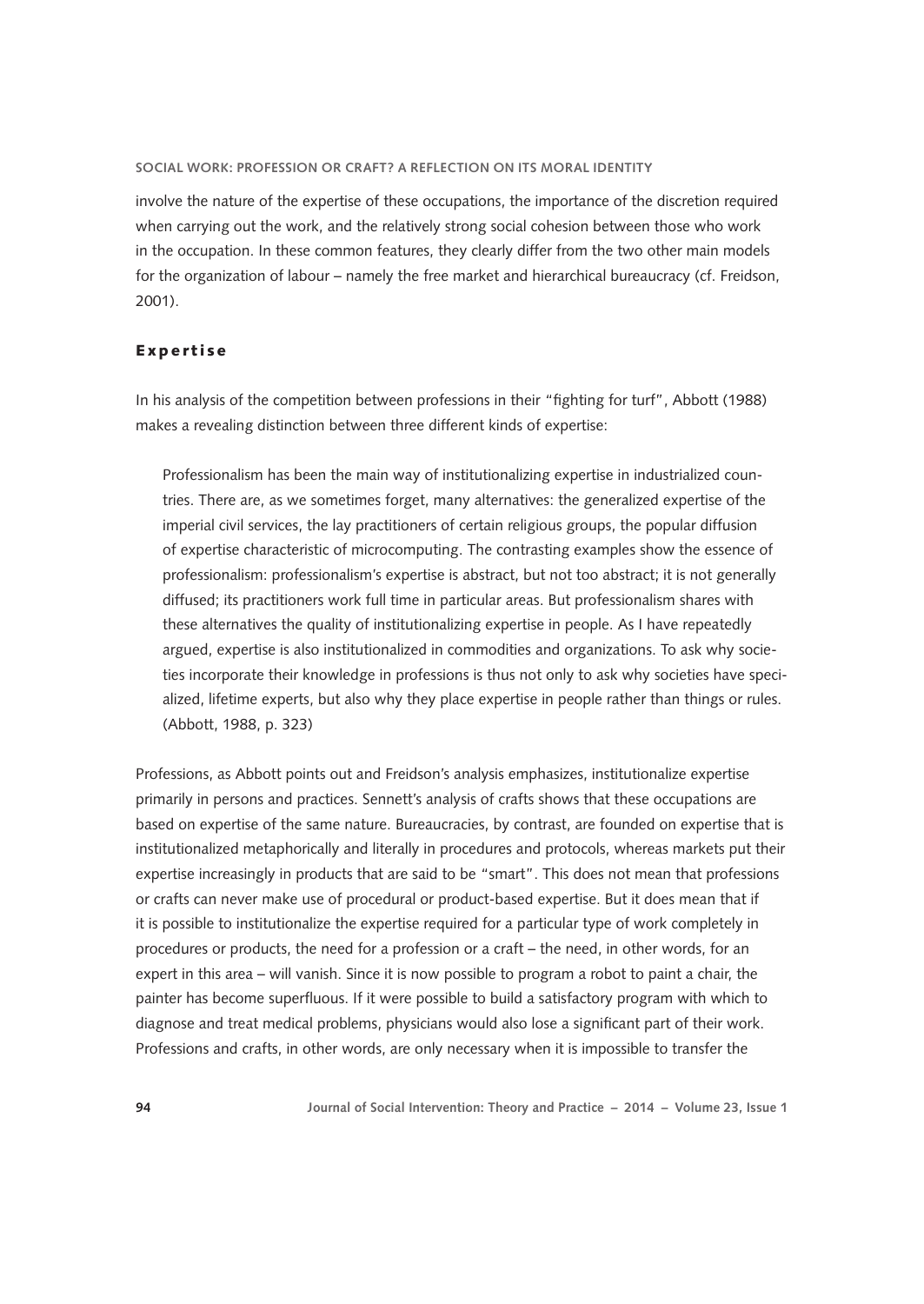involve the nature of the expertise of these occupations, the importance of the discretion required when carrying out the work, and the relatively strong social cohesion between those who work in the occupation. In these common features, they clearly differ from the two other main models for the organization of labour – namely the free market and hierarchical bureaucracy (cf. Freidson, 2001).

## Expertise

In his analysis of the competition between professions in their "fighting for turf", Abbott (1988) makes a revealing distinction between three different kinds of expertise:

> Professionalism has been the main way of institutionalizing expertise in industrialized countries. There are, as we sometimes forget, many alternatives: the generalized expertise of the imperial civil services, the lay practitioners of certain religious groups, the popular diffusion of expertise characteristic of microcomputing. The contrasting examples show the essence of professionalism: professionalism's expertise is abstract, but not too abstract; it is not generally diffused; its practitioners work full time in particular areas. But professionalism shares with these alternatives the quality of institutionalizing expertise in people. As I have repeatedly argued, expertise is also institutionalized in commodities and organizations. To ask why societies incorporate their knowledge in professions is thus not only to ask why societies have specialized, lifetime experts, but also why they place expertise in people rather than things or rules. (Abbott, 1988, p. 323)

Professions, as Abbott points out and Freidson's analysis emphasizes, institutionalize expertise primarily in persons and practices. Sennett's analysis of crafts shows that these occupations are based on expertise of the same nature. Bureaucracies, by contrast, are founded on expertise that is institutionalized metaphorically and literally in procedures and protocols, whereas markets put their expertise increasingly in products that are said to be "smart". This does not mean that professions or crafts can never make use of procedural or product-based expertise. But it does mean that if it is possible to institutionalize the expertise required for a particular type of work completely in procedures or products, the need for a profession or a craft – the need, in other words, for an expert in this area – will vanish. Since it is now possible to program a robot to paint a chair, the painter has become superfluous. If it were possible to build a satisfactory program with which to diagnose and treat medical problems, physicians would also lose a significant part of their work. Professions and crafts, in other words, are only necessary when it is impossible to transfer the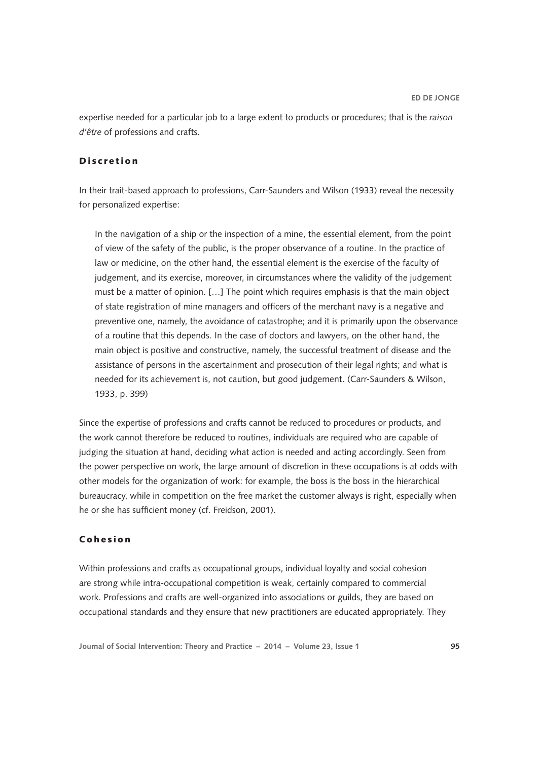expertise needed for a particular job to a large extent to products or procedures; that is the *raison d'être* of professions and crafts.

## Discretion

In their trait-based approach to professions, Carr-Saunders and Wilson (1933) reveal the necessity for personalized expertise:

> In the navigation of a ship or the inspection of a mine, the essential element, from the point of view of the safety of the public, is the proper observance of a routine. In the practice of law or medicine, on the other hand, the essential element is the exercise of the faculty of judgement, and its exercise, moreover, in circumstances where the validity of the judgement must be a matter of opinion. […] The point which requires emphasis is that the main object of state registration of mine managers and officers of the merchant navy is a negative and preventive one, namely, the avoidance of catastrophe; and it is primarily upon the observance of a routine that this depends. In the case of doctors and lawyers, on the other hand, the main object is positive and constructive, namely, the successful treatment of disease and the assistance of persons in the ascertainment and prosecution of their legal rights; and what is needed for its achievement is, not caution, but good judgement. (Carr-Saunders & Wilson, 1933, p. 399)

Since the expertise of professions and crafts cannot be reduced to procedures or products, and the work cannot therefore be reduced to routines, individuals are required who are capable of judging the situation at hand, deciding what action is needed and acting accordingly. Seen from the power perspective on work, the large amount of discretion in these occupations is at odds with other models for the organization of work: for example, the boss is the boss in the hierarchical bureaucracy, while in competition on the free market the customer always is right, especially when he or she has sufficient money (cf. Freidson, 2001).

## Cohesion

Within professions and crafts as occupational groups, individual loyalty and social cohesion are strong while intra-occupational competition is weak, certainly compared to commercial work. Professions and crafts are well-organized into associations or guilds, they are based on occupational standards and they ensure that new practitioners are educated appropriately. They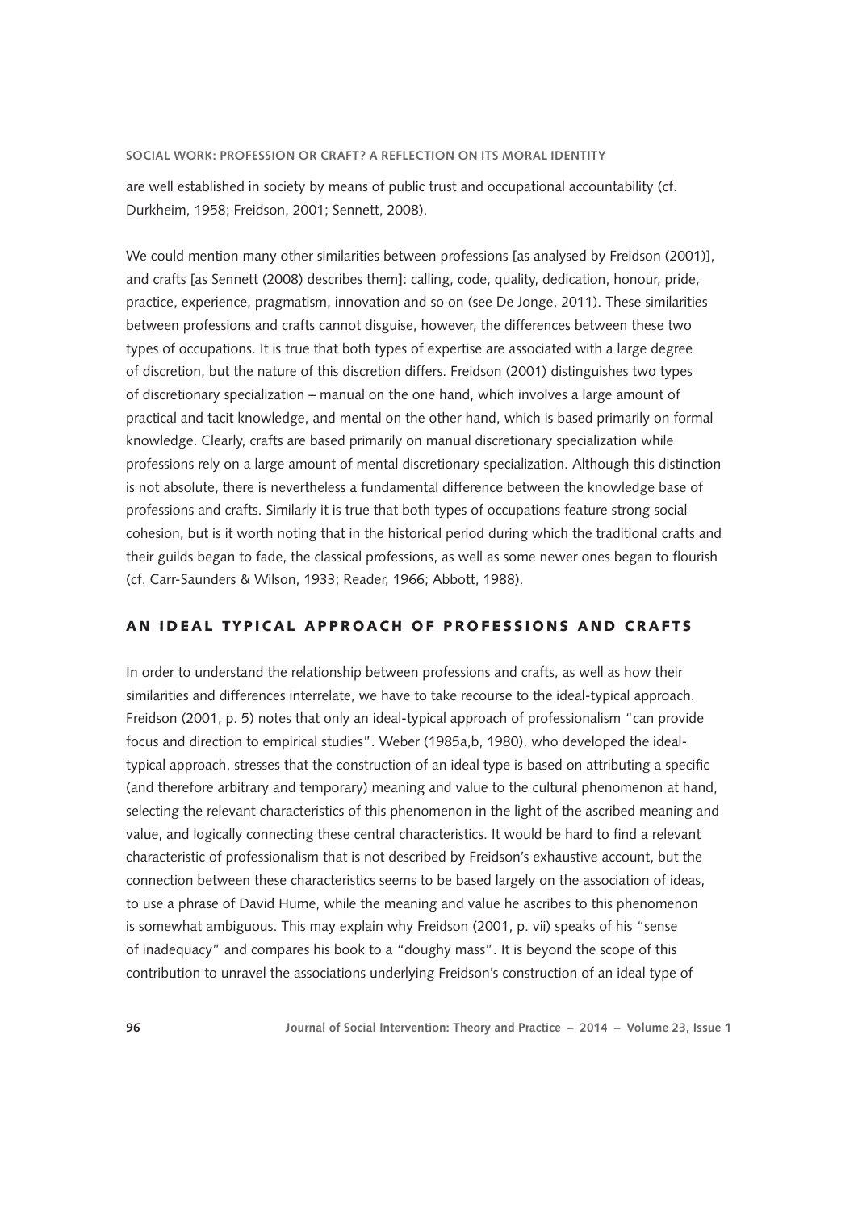are well established in society by means of public trust and occupational accountability (cf. Durkheim, 1958; Freidson, 2001; Sennett, 2008).

We could mention many other similarities between professions [as analysed by Freidson (2001)], and crafts [as Sennett (2008) describes them]: calling, code, quality, dedication, honour, pride, practice, experience, pragmatism, innovation and so on (see De Jonge, 2011). These similarities between professions and crafts cannot disguise, however, the differences between these two types of occupations. It is true that both types of expertise are associated with a large degree of discretion, but the nature of this discretion differs. Freidson (2001) distinguishes two types of discretionary specialization – manual on the one hand, which involves a large amount of practical and tacit knowledge, and mental on the other hand, which is based primarily on formal knowledge. Clearly, crafts are based primarily on manual discretionary specialization while professions rely on a large amount of mental discretionary specialization. Although this distinction is not absolute, there is nevertheless a fundamental difference between the knowledge base of professions and crafts. Similarly it is true that both types of occupations feature strong social cohesion, but is it worth noting that in the historical period during which the traditional crafts and their guilds began to fade, the classical professions, as well as some newer ones began to flourish (cf. Carr-Saunders & Wilson, 1933; Reader, 1966; Abbott, 1988).

## AN IDEAL TYPICAL APPROACH OF PROFESSIONS AND CRAFTS

In order to understand the relationship between professions and crafts, as well as how their similarities and differences interrelate, we have to take recourse to the ideal-typical approach. Freidson (2001, p. 5) notes that only an ideal-typical approach of professionalism "can provide focus and direction to empirical studies". Weber (1985a,b, 1980), who developed the ideal-typical approach, stresses that the construction of an ideal type is based on attributing a specific (and therefore arbitrary and temporary) meaning and value to the cultural phenomenon at hand, selecting the relevant characteristics of this phenomenon in the light of the ascribed meaning and value, and logically connecting these central characteristics. It would be hard to find a relevant characteristic of professionalism that is not described by Freidson's exhaustive account, but the connection between these characteristics seems to be based largely on the association of ideas, to use a phrase of David Hume, while the meaning and value he ascribes to this phenomenon is somewhat ambiguous. This may explain why Freidson (2001, p. vii) speaks of his "sense of inadequacy" and compares his book to a "doughy mass". It is beyond the scope of this contribution to unravel the associations underlying Freidson's construction of an ideal type of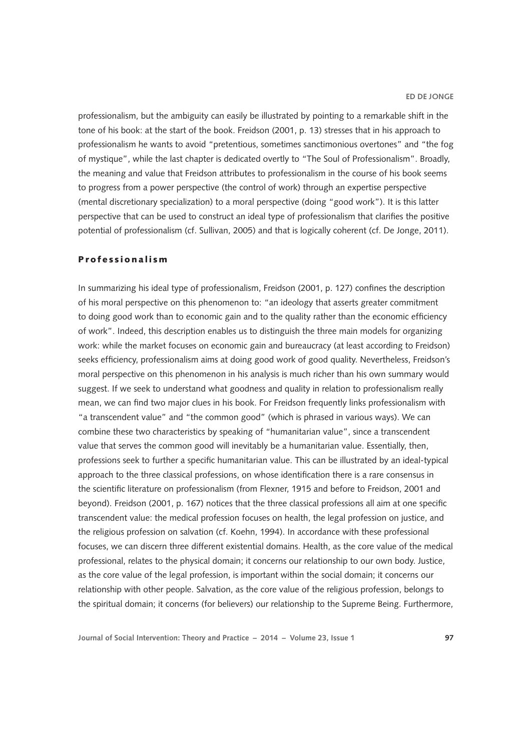professionalism, but the ambiguity can easily be illustrated by pointing to a remarkable shift in the tone of his book: at the start of the book. Freidson (2001, p. 13) stresses that in his approach to professionalism he wants to avoid "pretentious, sometimes sanctimonious overtones" and "the fog of mystique", while the last chapter is dedicated overtly to "The Soul of Professionalism". Broadly, the meaning and value that Freidson attributes to professionalism in the course of his book seems to progress from a power perspective (the control of work) through an expertise perspective (mental discretionary specialization) to a moral perspective (doing "good work"). It is this latter perspective that can be used to construct an ideal type of professionalism that clarifies the positive potential of professionalism (cf. Sullivan, 2005) and that is logically coherent (cf. De Jonge, 2011).

## Professionalism

In summarizing his ideal type of professionalism, Freidson (2001, p. 127) confines the description of his moral perspective on this phenomenon to: "an ideology that asserts greater commitment to doing good work than to economic gain and to the quality rather than the economic efficiency of work". Indeed, this description enables us to distinguish the three main models for organizing work: while the market focuses on economic gain and bureaucracy (at least according to Freidson) seeks efficiency, professionalism aims at doing good work of good quality. Nevertheless, Freidson's moral perspective on this phenomenon in his analysis is much richer than his own summary would suggest. If we seek to understand what goodness and quality in relation to professionalism really mean, we can find two major clues in his book. For Freidson frequently links professionalism with "a transcendent value" and "the common good" (which is phrased in various ways). We can combine these two characteristics by speaking of "humanitarian value", since a transcendent value that serves the common good will inevitably be a humanitarian value. Essentially, then, professions seek to further a specific humanitarian value. This can be illustrated by an ideal-typical approach to the three classical professions, on whose identification there is a rare consensus in the scientific literature on professionalism (from Flexner, 1915 and before to Freidson, 2001 and beyond). Freidson (2001, p. 167) notices that the three classical professions all aim at one specific transcendent value: the medical profession focuses on health, the legal profession on justice, and the religious profession on salvation (cf. Koehn, 1994). In accordance with these professional focuses, we can discern three different existential domains. Health, as the core value of the medical professional, relates to the physical domain; it concerns our relationship to our own body. Justice, as the core value of the legal profession, is important within the social domain; it concerns our relationship with other people. Salvation, as the core value of the religious profession, belongs to the spiritual domain; it concerns (for believers) our relationship to the Supreme Being. Furthermore,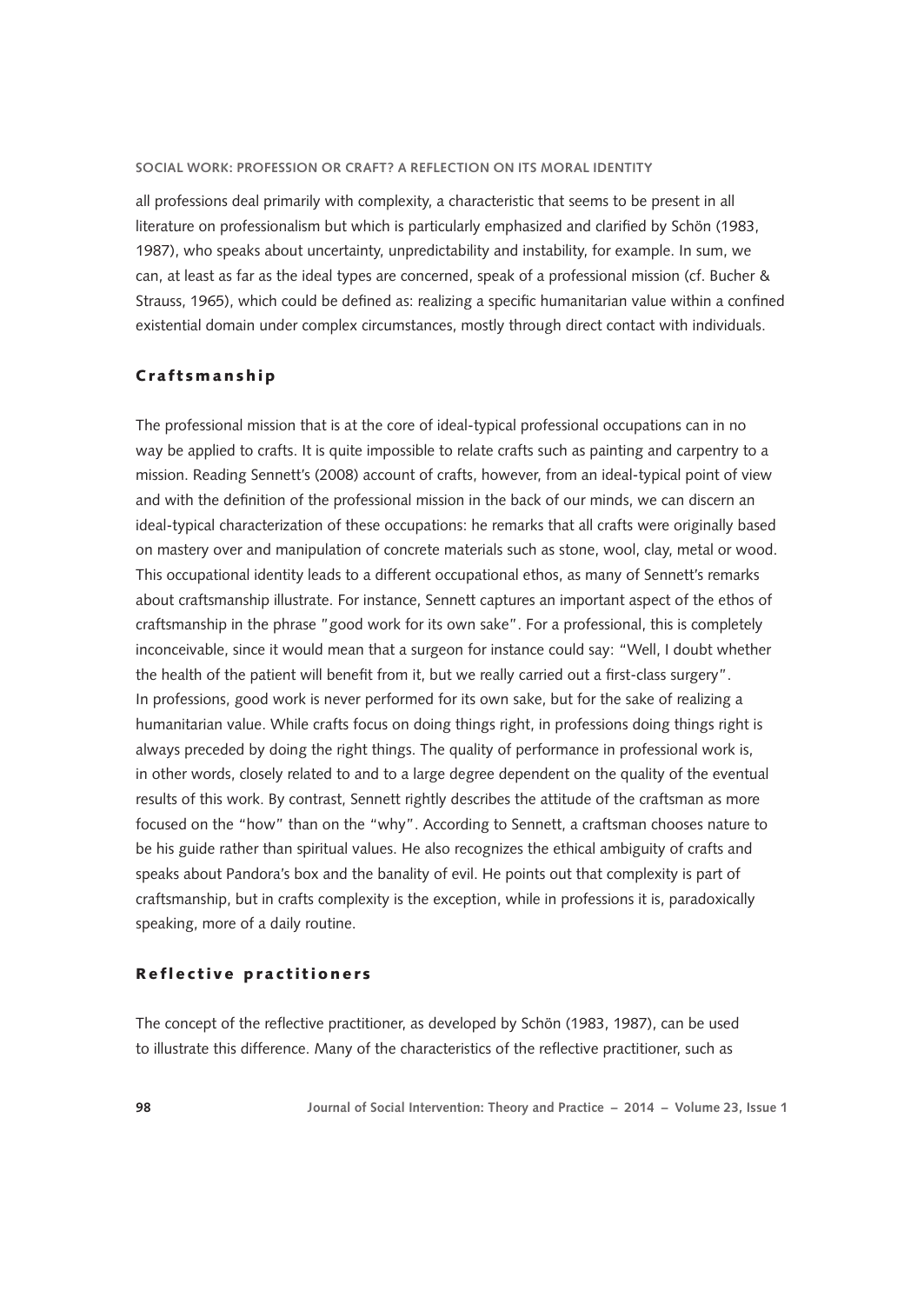all professions deal primarily with complexity, a characteristic that seems to be present in all literature on professionalism but which is particularly emphasized and clarified by Schön (1983, 1987), who speaks about uncertainty, unpredictability and instability, for example. In sum, we can, at least as far as the ideal types are concerned, speak of a professional mission (cf. Bucher & Strauss, 1965), which could be defined as: realizing a specific humanitarian value within a confined existential domain under complex circumstances, mostly through direct contact with individuals.

## Craftsmanship

The professional mission that is at the core of ideal-typical professional occupations can in no way be applied to crafts. It is quite impossible to relate crafts such as painting and carpentry to a mission. Reading Sennett's (2008) account of crafts, however, from an ideal-typical point of view and with the definition of the professional mission in the back of our minds, we can discern an ideal-typical characterization of these occupations: he remarks that all crafts were originally based on mastery over and manipulation of concrete materials such as stone, wool, clay, metal or wood. This occupational identity leads to a different occupational ethos, as many of Sennett's remarks about craftsmanship illustrate. For instance, Sennett captures an important aspect of the ethos of craftsmanship in the phrase "good work for its own sake". For a professional, this is completely inconceivable, since it would mean that a surgeon for instance could say: "Well, I doubt whether the health of the patient will benefit from it, but we really carried out a first-class surgery". In professions, good work is never performed for its own sake, but for the sake of realizing a humanitarian value. While crafts focus on doing things right, in professions doing things right is always preceded by doing the right things. The quality of performance in professional work is, in other words, closely related to and to a large degree dependent on the quality of the eventual results of this work. By contrast, Sennett rightly describes the attitude of the craftsman as more focused on the "how" than on the "why". According to Sennett, a craftsman chooses nature to be his guide rather than spiritual values. He also recognizes the ethical ambiguity of crafts and speaks about Pandora's box and the banality of evil. He points out that complexity is part of craftsmanship, but in crafts complexity is the exception, while in professions it is, paradoxically speaking, more of a daily routine.

## Reflective practitioners

The concept of the reflective practitioner, as developed by Schön (1983, 1987), can be used to illustrate this difference. Many of the characteristics of the reflective practitioner, such as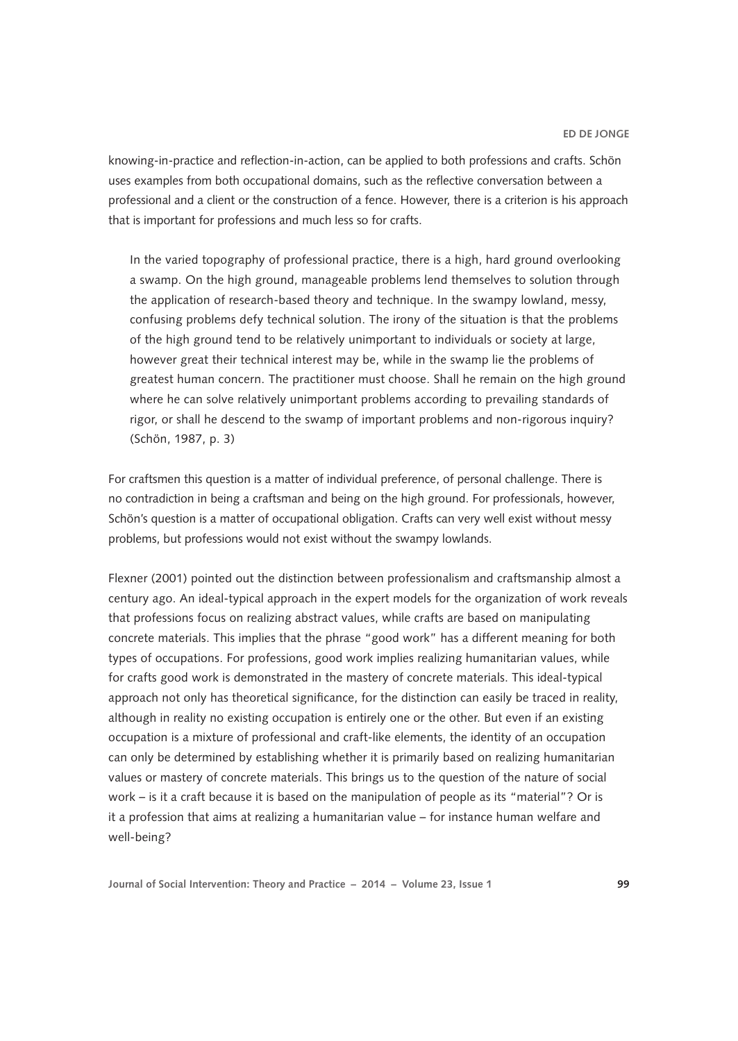knowing-in-practice and reflection-in-action, can be applied to both professions and crafts. Schön uses examples from both occupational domains, such as the reflective conversation between a professional and a client or the construction of a fence. However, there is a criterion is his approach that is important for professions and much less so for crafts.

> In the varied topography of professional practice, there is a high, hard ground overlooking a swamp. On the high ground, manageable problems lend themselves to solution through the application of research-based theory and technique. In the swampy lowland, messy, confusing problems defy technical solution. The irony of the situation is that the problems of the high ground tend to be relatively unimportant to individuals or society at large, however great their technical interest may be, while in the swamp lie the problems of greatest human concern. The practitioner must choose. Shall he remain on the high ground where he can solve relatively unimportant problems according to prevailing standards of rigor, or shall he descend to the swamp of important problems and non-rigorous inquiry? (Schön, 1987, p. 3)

For craftsmen this question is a matter of individual preference, of personal challenge. There is no contradiction in being a craftsman and being on the high ground. For professionals, however, Schön's question is a matter of occupational obligation. Crafts can very well exist without messy problems, but professions would not exist without the swampy lowlands.

Flexner (2001) pointed out the distinction between professionalism and craftsmanship almost a century ago. An ideal-typical approach in the expert models for the organization of work reveals that professions focus on realizing abstract values, while crafts are based on manipulating concrete materials. This implies that the phrase "good work" has a different meaning for both types of occupations. For professions, good work implies realizing humanitarian values, while for crafts good work is demonstrated in the mastery of concrete materials. This ideal-typical approach not only has theoretical significance, for the distinction can easily be traced in reality, although in reality no existing occupation is entirely one or the other. But even if an existing occupation is a mixture of professional and craft-like elements, the identity of an occupation can only be determined by establishing whether it is primarily based on realizing humanitarian values or mastery of concrete materials. This brings us to the question of the nature of social work – is it a craft because it is based on the manipulation of people as its "material"? Or is it a profession that aims at realizing a humanitarian value – for instance human welfare and well-being?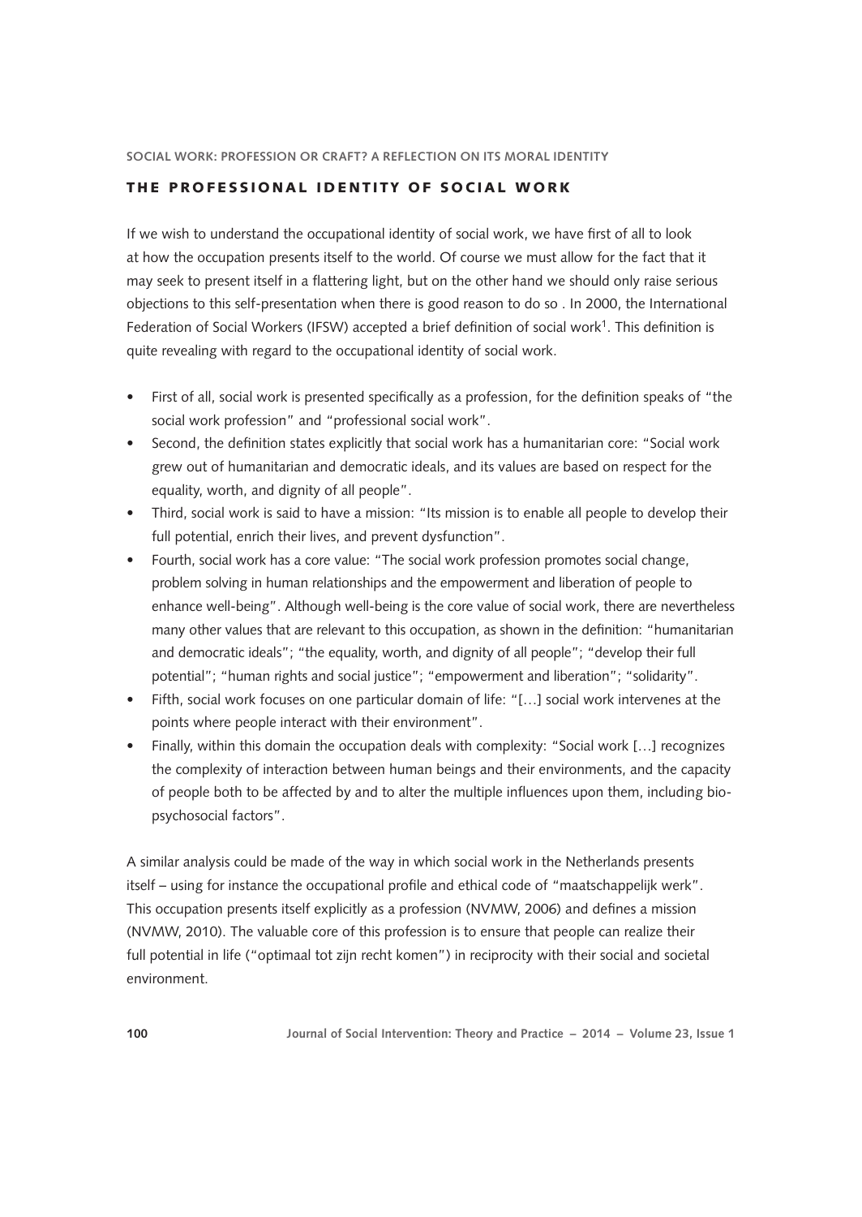## THE PROFESSIONAL IDENTITY OF SOCIAL WORK

If we wish to understand the occupational identity of social work, we have first of all to look at how the occupation presents itself to the world. Of course we must allow for the fact that it may seek to present itself in a flattering light, but on the other hand we should only raise serious objections to this self-presentation when there is good reason to do so . In 2000, the International Federation of Social Workers (IFSW) accepted a brief definition of social work[1]. This definition is quite revealing with regard to the occupational identity of social work.

- First of all, social work is presented specifically as a profession, for the definition speaks of "the social work profession" and "professional social work".
- Second, the definition states explicitly that social work has a humanitarian core: "Social work grew out of humanitarian and democratic ideals, and its values are based on respect for the equality, worth, and dignity of all people".
- Third, social work is said to have a mission: "Its mission is to enable all people to develop their full potential, enrich their lives, and prevent dysfunction".
- Fourth, social work has a core value: "The social work profession promotes social change, problem solving in human relationships and the empowerment and liberation of people to enhance well-being". Although well-being is the core value of social work, there are nevertheless many other values that are relevant to this occupation, as shown in the definition: "humanitarian and democratic ideals"; "the equality, worth, and dignity of all people"; "develop their full potential"; "human rights and social justice"; "empowerment and liberation"; "solidarity".
- Fifth, social work focuses on one particular domain of life: "[…] social work intervenes at the points where people interact with their environment".
- Finally, within this domain the occupation deals with complexity: "Social work […] recognizes the complexity of interaction between human beings and their environments, and the capacity of people both to be affected by and to alter the multiple influences upon them, including bio-psychosocial factors".

A similar analysis could be made of the way in which social work in the Netherlands presents itself – using for instance the occupational profile and ethical code of "maatschappelijk werk". This occupation presents itself explicitly as a profession (NVMW, 2006) and defines a mission (NVMW, 2010). The valuable core of this profession is to ensure that people can realize their full potential in life ("optimaal tot zijn recht komen") in reciprocity with their social and societal environment.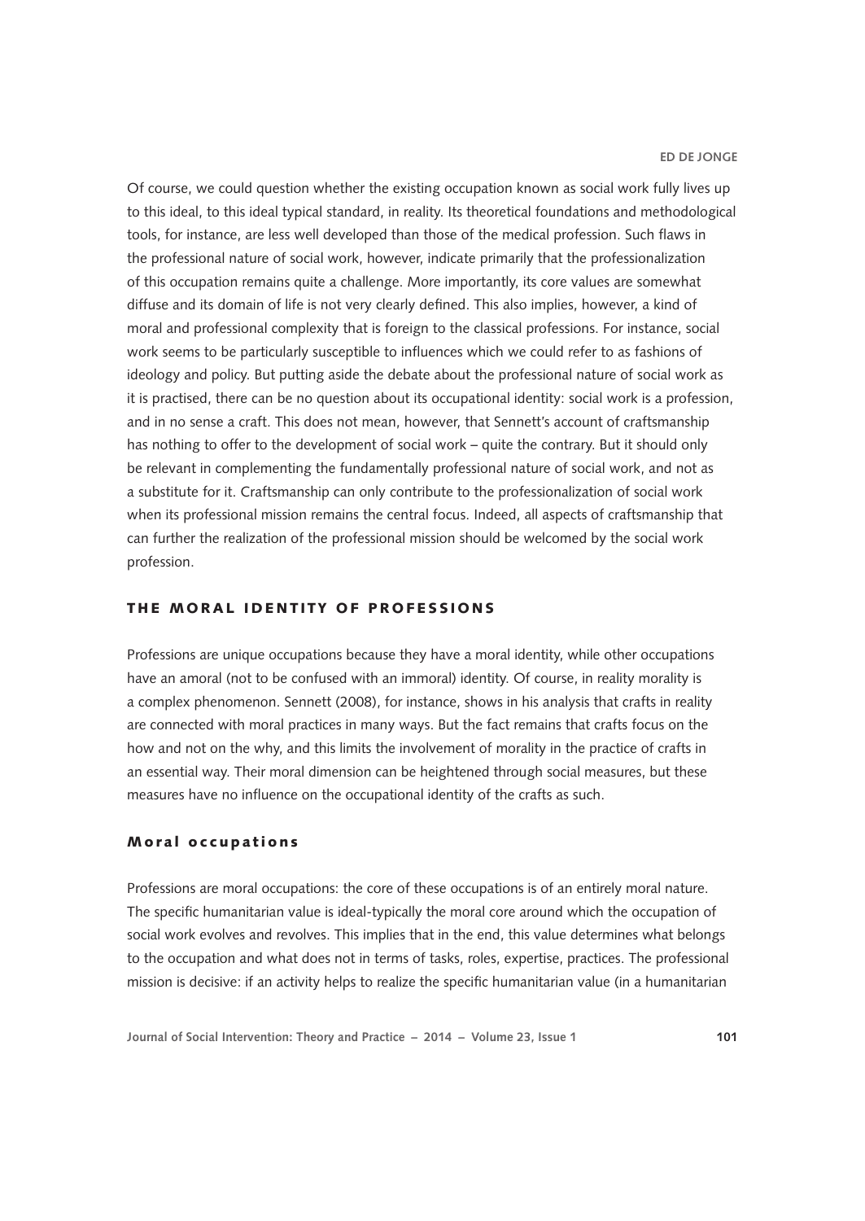Of course, we could question whether the existing occupation known as social work fully lives up to this ideal, to this ideal typical standard, in reality. Its theoretical foundations and methodological tools, for instance, are less well developed than those of the medical profession. Such flaws in the professional nature of social work, however, indicate primarily that the professionalization of this occupation remains quite a challenge. More importantly, its core values are somewhat diffuse and its domain of life is not very clearly defined. This also implies, however, a kind of moral and professional complexity that is foreign to the classical professions. For instance, social work seems to be particularly susceptible to influences which we could refer to as fashions of ideology and policy. But putting aside the debate about the professional nature of social work as it is practised, there can be no question about its occupational identity: social work is a profession, and in no sense a craft. This does not mean, however, that Sennett's account of craftsmanship has nothing to offer to the development of social work – quite the contrary. But it should only be relevant in complementing the fundamentally professional nature of social work, and not as a substitute for it. Craftsmanship can only contribute to the professionalization of social work when its professional mission remains the central focus. Indeed, all aspects of craftsmanship that can further the realization of the professional mission should be welcomed by the social work profession.

## THE MORAL IDENTITY OF PROFESSIONS

Professions are unique occupations because they have a moral identity, while other occupations have an amoral (not to be confused with an immoral) identity. Of course, in reality morality is a complex phenomenon. Sennett (2008), for instance, shows in his analysis that crafts in reality are connected with moral practices in many ways. But the fact remains that crafts focus on the how and not on the why, and this limits the involvement of morality in the practice of crafts in an essential way. Their moral dimension can be heightened through social measures, but these measures have no influence on the occupational identity of the crafts as such.

### Moral occupations

Professions are moral occupations: the core of these occupations is of an entirely moral nature. The specific humanitarian value is ideal-typically the moral core around which the occupation of social work evolves and revolves. This implies that in the end, this value determines what belongs to the occupation and what does not in terms of tasks, roles, expertise, practices. The professional mission is decisive: if an activity helps to realize the specific humanitarian value (in a humanitarian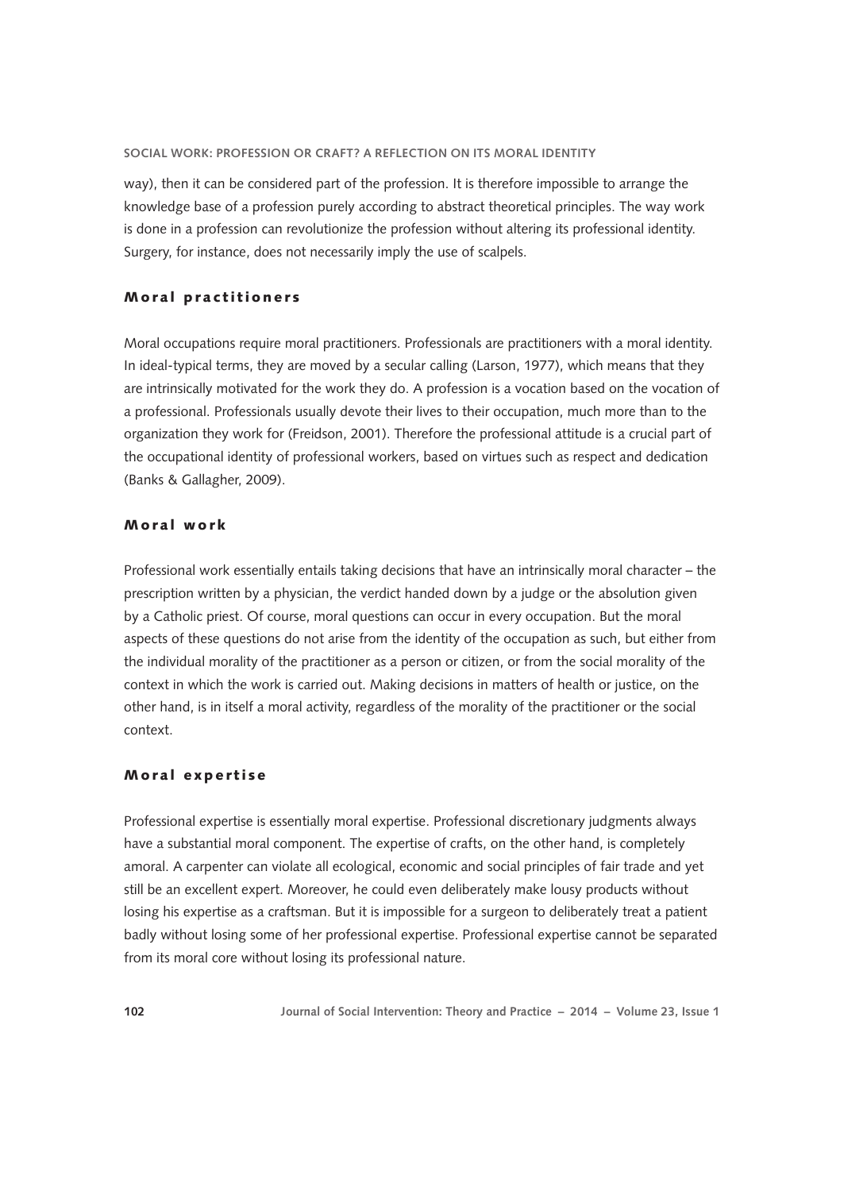way), then it can be considered part of the profession. It is therefore impossible to arrange the knowledge base of a profession purely according to abstract theoretical principles. The way work is done in a profession can revolutionize the profession without altering its professional identity. Surgery, for instance, does not necessarily imply the use of scalpels.

## Moral practitioners

Moral occupations require moral practitioners. Professionals are practitioners with a moral identity. In ideal-typical terms, they are moved by a secular calling (Larson, 1977), which means that they are intrinsically motivated for the work they do. A profession is a vocation based on the vocation of a professional. Professionals usually devote their lives to their occupation, much more than to the organization they work for (Freidson, 2001). Therefore the professional attitude is a crucial part of the occupational identity of professional workers, based on virtues such as respect and dedication (Banks & Gallagher, 2009).

## Moral work

Professional work essentially entails taking decisions that have an intrinsically moral character – the prescription written by a physician, the verdict handed down by a judge or the absolution given by a Catholic priest. Of course, moral questions can occur in every occupation. But the moral aspects of these questions do not arise from the identity of the occupation as such, but either from the individual morality of the practitioner as a person or citizen, or from the social morality of the context in which the work is carried out. Making decisions in matters of health or justice, on the other hand, is in itself a moral activity, regardless of the morality of the practitioner or the social context.

## Moral expertise

Professional expertise is essentially moral expertise. Professional discretionary judgments always have a substantial moral component. The expertise of crafts, on the other hand, is completely amoral. A carpenter can violate all ecological, economic and social principles of fair trade and yet still be an excellent expert. Moreover, he could even deliberately make lousy products without losing his expertise as a craftsman. But it is impossible for a surgeon to deliberately treat a patient badly without losing some of her professional expertise. Professional expertise cannot be separated from its moral core without losing its professional nature.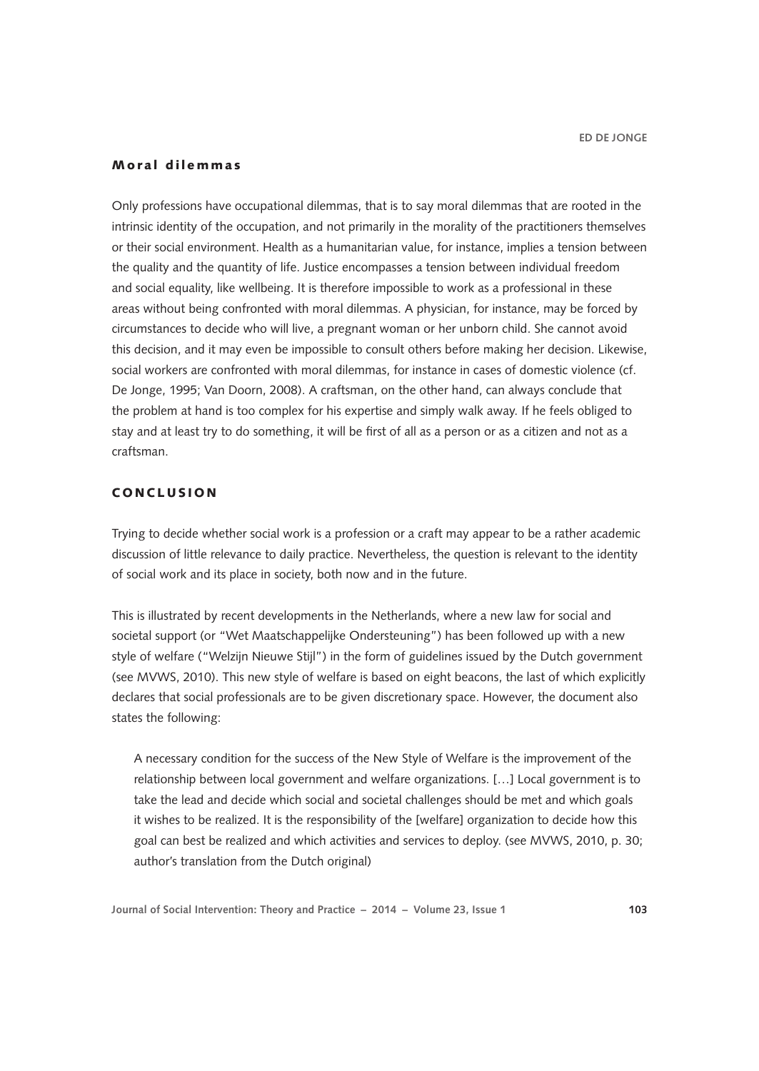### Moral dilemmas

Only professions have occupational dilemmas, that is to say moral dilemmas that are rooted in the intrinsic identity of the occupation, and not primarily in the morality of the practitioners themselves or their social environment. Health as a humanitarian value, for instance, implies a tension between the quality and the quantity of life. Justice encompasses a tension between individual freedom and social equality, like wellbeing. It is therefore impossible to work as a professional in these areas without being confronted with moral dilemmas. A physician, for instance, may be forced by circumstances to decide who will live, a pregnant woman or her unborn child. She cannot avoid this decision, and it may even be impossible to consult others before making her decision. Likewise, social workers are confronted with moral dilemmas, for instance in cases of domestic violence (cf. De Jonge, 1995; Van Doorn, 2008). A craftsman, on the other hand, can always conclude that the problem at hand is too complex for his expertise and simply walk away. If he feels obliged to stay and at least try to do something, it will be first of all as a person or as a citizen and not as a craftsman.

## CONCLUSION

Trying to decide whether social work is a profession or a craft may appear to be a rather academic discussion of little relevance to daily practice. Nevertheless, the question is relevant to the identity of social work and its place in society, both now and in the future.

This is illustrated by recent developments in the Netherlands, where a new law for social and societal support (or "Wet Maatschappelijke Ondersteuning") has been followed up with a new style of welfare ("Welzijn Nieuwe Stijl") in the form of guidelines issued by the Dutch government (see MVWS, 2010). This new style of welfare is based on eight beacons, the last of which explicitly declares that social professionals are to be given discretionary space. However, the document also states the following:

> A necessary condition for the success of the New Style of Welfare is the improvement of the relationship between local government and welfare organizations. […] Local government is to take the lead and decide which social and societal challenges should be met and which goals it wishes to be realized. It is the responsibility of the [welfare] organization to decide how this goal can best be realized and which activities and services to deploy. (see MVWS, 2010, p. 30; author's translation from the Dutch original)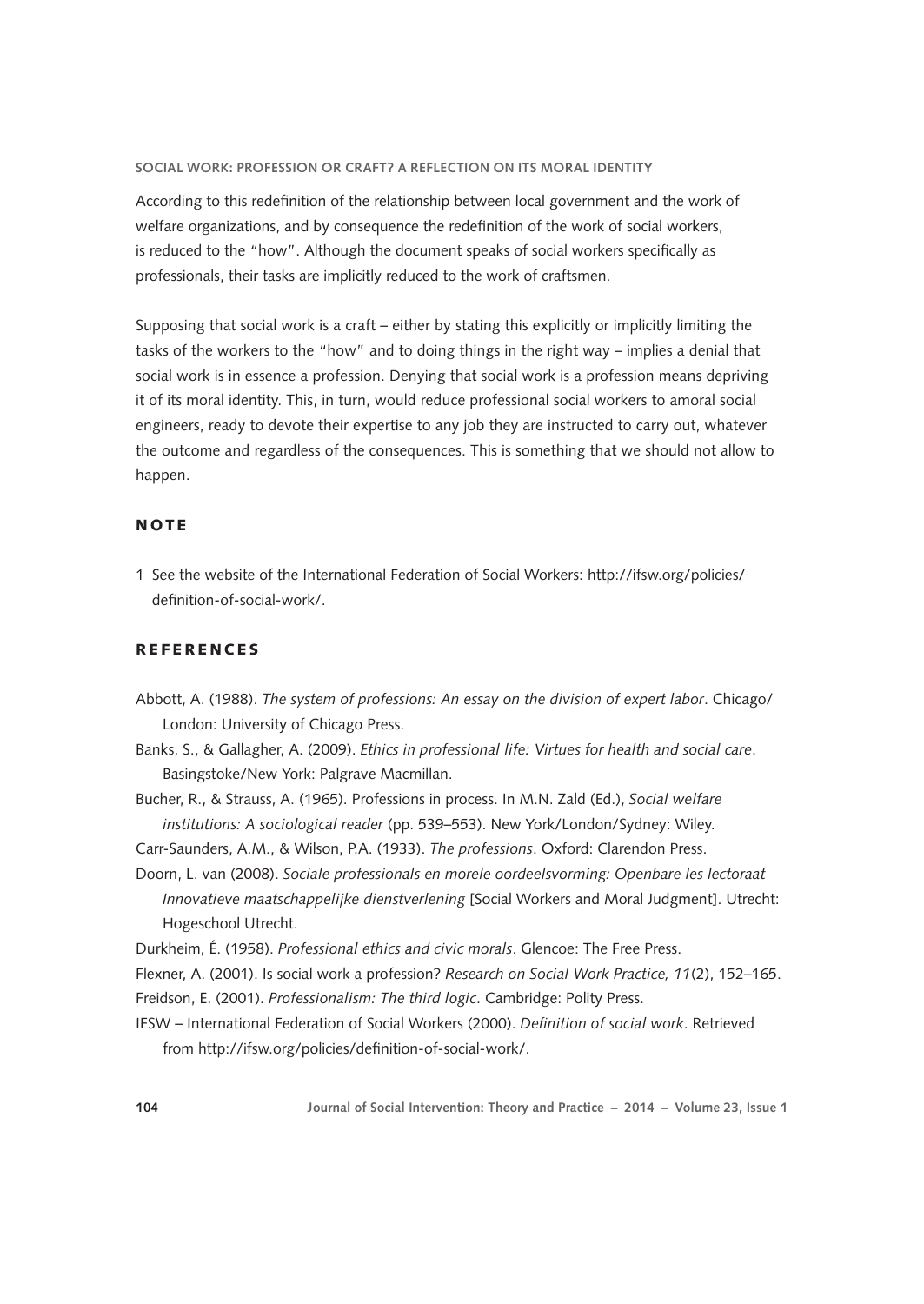According to this redefinition of the relationship between local government and the work of welfare organizations, and by consequence the redefinition of the work of social workers, is reduced to the "how". Although the document speaks of social workers specifically as professionals, their tasks are implicitly reduced to the work of craftsmen.

Supposing that social work is a craft – either by stating this explicitly or implicitly limiting the tasks of the workers to the "how" and to doing things in the right way – implies a denial that social work is in essence a profession. Denying that social work is a profession means depriving it of its moral identity. This, in turn, would reduce professional social workers to amoral social engineers, ready to devote their expertise to any job they are instructed to carry out, whatever the outcome and regardless of the consequences. This is something that we should not allow to happen.

## NOTE

1 See the website of the International Federation of Social Workers: http://ifsw.org/policies/definition-of-social-work/.

## REFERENCES

Abbott, A. (1988). *The system of professions: An essay on the division of expert labor*. Chicago/London: University of Chicago Press.

Banks, S., & Gallagher, A. (2009). *Ethics in professional life: Virtues for health and social care*. Basingstoke/New York: Palgrave Macmillan.

Bucher, R., & Strauss, A. (1965). Professions in process. In M.N. Zald (Ed.), *Social welfare institutions: A sociological reader* (pp. 539–553). New York/London/Sydney: Wiley.

Carr-Saunders, A.M., & Wilson, P.A. (1933). *The professions*. Oxford: Clarendon Press.

Doorn, L. van (2008). *Sociale professionals en morele oordeelsvorming: Openbare les lectoraat Innovatieve maatschappelijke dienstverlening* [Social Workers and Moral Judgment]. Utrecht: Hogeschool Utrecht.

Durkheim, É. (1958). *Professional ethics and civic morals*. Glencoe: The Free Press.

Flexner, A. (2001). Is social work a profession? *Research on Social Work Practice, 11*(2), 152–165.

Freidson, E. (2001). *Professionalism: The third logic*. Cambridge: Polity Press.

IFSW – International Federation of Social Workers (2000). *Definition of social work*. Retrieved from http://ifsw.org/policies/definition-of-social-work/.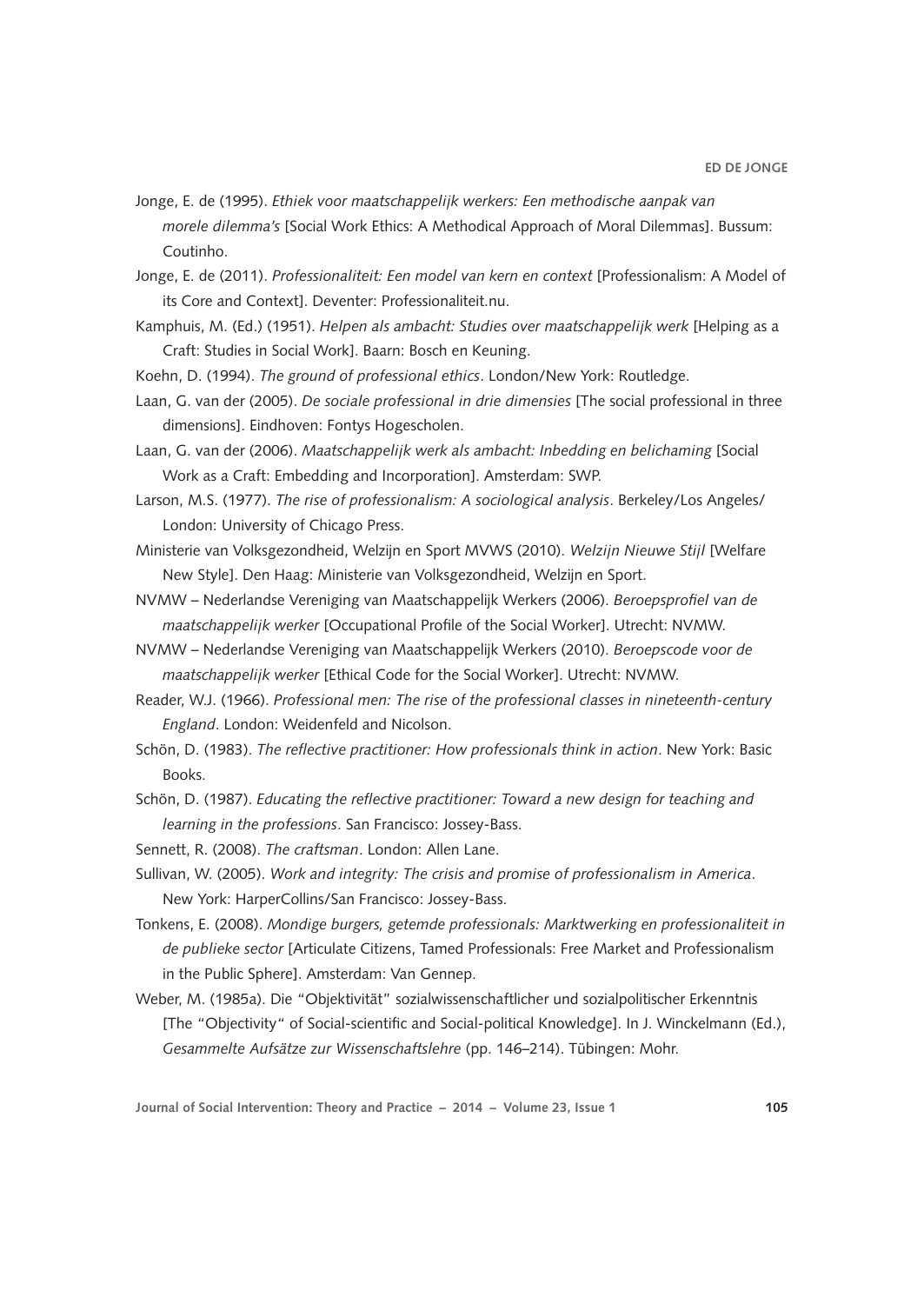Jonge, E. de (1995). *Ethiek voor maatschappelijk werkers: Een methodische aanpak van morele dilemma's* [Social Work Ethics: A Methodical Approach of Moral Dilemmas]. Bussum: Coutinho.

Jonge, E. de (2011). *Professionaliteit: Een model van kern en context* [Professionalism: A Model of its Core and Context]. Deventer: Professionaliteit.nu.

Kamphuis, M. (Ed.) (1951). *Helpen als ambacht: Studies over maatschappelijk werk* [Helping as a Craft: Studies in Social Work]. Baarn: Bosch en Keuning.

Koehn, D. (1994). *The ground of professional ethics*. London/New York: Routledge.

Laan, G. van der (2005). *De sociale professional in drie dimensies* [The social professional in three dimensions]. Eindhoven: Fontys Hogescholen.

Laan, G. van der (2006). *Maatschappelijk werk als ambacht: Inbedding en belichaming* [Social Work as a Craft: Embedding and Incorporation]. Amsterdam: SWP.

Larson, M.S. (1977). *The rise of professionalism: A sociological analysis*. Berkeley/Los Angeles/London: University of Chicago Press.

Ministerie van Volksgezondheid, Welzijn en Sport MVWS (2010). *Welzijn Nieuwe Stijl* [Welfare New Style]. Den Haag: Ministerie van Volksgezondheid, Welzijn en Sport.

NVMW – Nederlandse Vereniging van Maatschappelijk Werkers (2006). *Beroepsprofiel van de maatschappelijk werker* [Occupational Profile of the Social Worker]. Utrecht: NVMW.

NVMW – Nederlandse Vereniging van Maatschappelijk Werkers (2010). *Beroepscode voor de maatschappelijk werker* [Ethical Code for the Social Worker]. Utrecht: NVMW.

Reader, W.J. (1966). *Professional men: The rise of the professional classes in nineteenth-century England*. London: Weidenfeld and Nicolson.

Schön, D. (1983). *The reflective practitioner: How professionals think in action*. New York: Basic Books.

Schön, D. (1987). *Educating the reflective practitioner: Toward a new design for teaching and learning in the professions*. San Francisco: Jossey-Bass.

Sennett, R. (2008). *The craftsman*. London: Allen Lane.

Sullivan, W. (2005). *Work and integrity: The crisis and promise of professionalism in America*. New York: HarperCollins/San Francisco: Jossey-Bass.

Tonkens, E. (2008). *Mondige burgers, getemde professionals: Marktwerking en professionaliteit in de publieke sector* [Articulate Citizens, Tamed Professionals: Free Market and Professionalism in the Public Sphere]. Amsterdam: Van Gennep.

Weber, M. (1985a). Die "Objektivität" sozialwissenschaftlicher und sozialpolitischer Erkenntnis [The "Objectivity" of Social-scientific and Social-political Knowledge]. In J. Winckelmann (Ed.), *Gesammelte Aufsätze zur Wissenschaftslehre* (pp. 146–214). Tübingen: Mohr.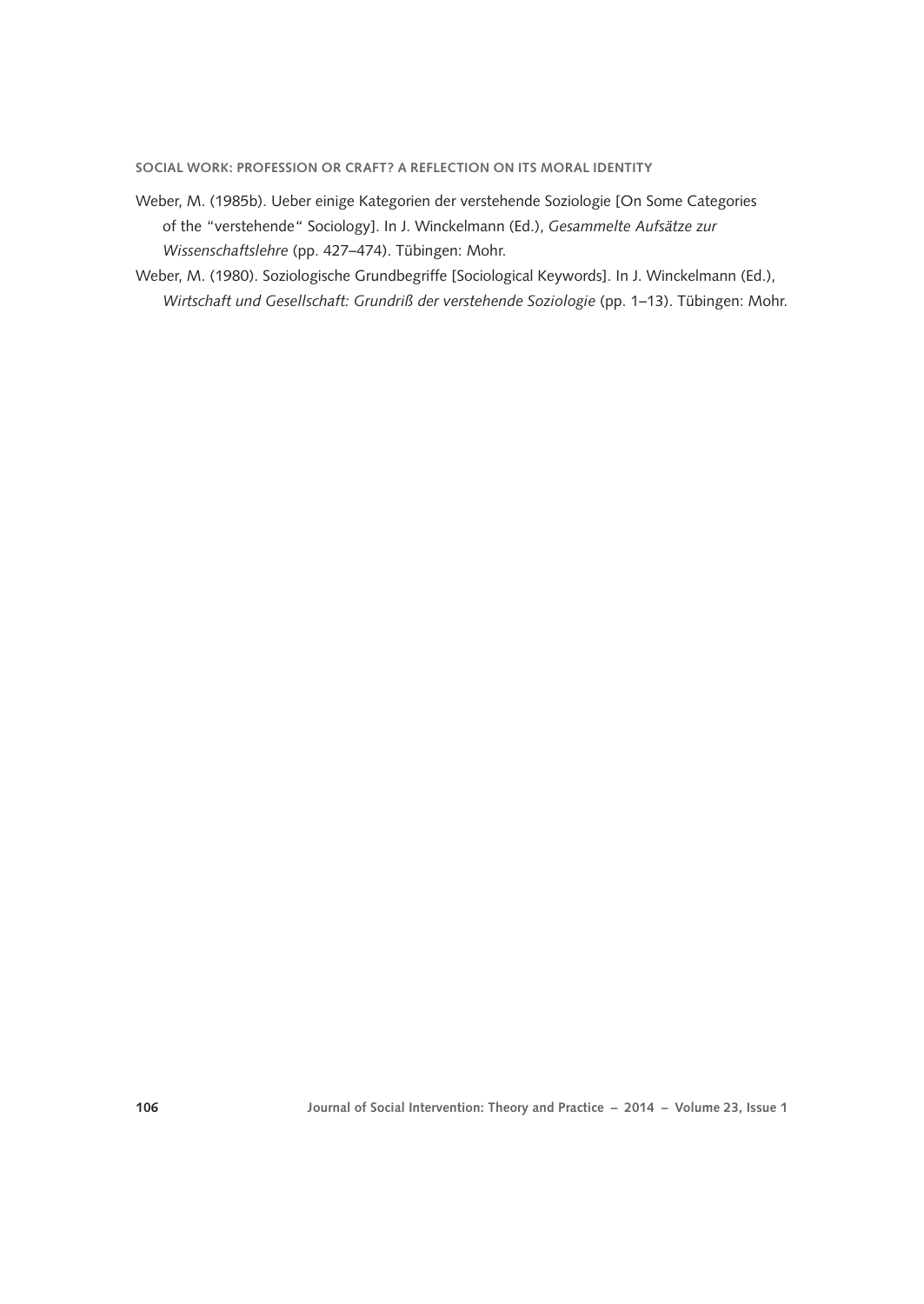Weber, M. (1985b). Ueber einige Kategorien der verstehende Soziologie [On Some Categories of the “verstehende“ Sociology]. In J. Winckelmann (Ed.), *Gesammelte Aufsätze zur Wissenschaftslehre* (pp. 427–474). Tübingen: Mohr.

Weber, M. (1980). Soziologische Grundbegriffe [Sociological Keywords]. In J. Winckelmann (Ed.), *Wirtschaft und Gesellschaft: Grundriß der verstehende Soziologie* (pp. 1–13). Tübingen: Mohr.